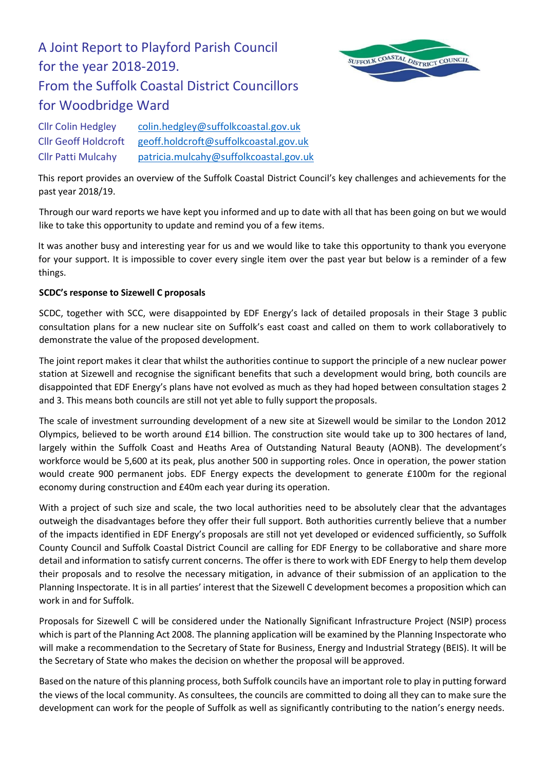# A Joint Report to Playford Parish Council for the year 2018-2019. From the Suffolk Coastal District Councillors for Woodbridge Ward

Cllr Colin Hedgley colin.hedgley@suffolkcoastal.gov.uk
Cllr Geoff Holdcroft geoff.holdcroft@suffolkcoastal.gov.uk
Cllr Patti Mulcahy patricia.mulcahy@suffolkcoastal.gov.uk

This report provides an overview of the Suffolk Coastal District Council's key challenges and achievements for the past year 2018/19.

Through our ward reports we have kept you informed and up to date with all that has been going on but we would like to take this opportunity to update and remind you of a few items.

It was another busy and interesting year for us and we would like to take this opportunity to thank you everyone for your support. It is impossible to cover every single item over the past year but below is a reminder of a few things.

**SCDC's response to Sizewell C proposals**

SCDC, together with SCC, were disappointed by EDF Energy's lack of detailed proposals in their Stage 3 public consultation plans for a new nuclear site on Suffolk's east coast and called on them to work collaboratively to demonstrate the value of the proposed development.

The joint report makes it clear that whilst the authorities continue to support the principle of a new nuclear power station at Sizewell and recognise the significant benefits that such a development would bring, both councils are disappointed that EDF Energy's plans have not evolved as much as they had hoped between consultation stages 2 and 3. This means both councils are still not yet able to fully support the proposals.

The scale of investment surrounding development of a new site at Sizewell would be similar to the London 2012 Olympics, believed to be worth around £14 billion. The construction site would take up to 300 hectares of land, largely within the Suffolk Coast and Heaths Area of Outstanding Natural Beauty (AONB). The development's workforce would be 5,600 at its peak, plus another 500 in supporting roles. Once in operation, the power station would create 900 permanent jobs. EDF Energy expects the development to generate £100m for the regional economy during construction and £40m each year during its operation.

With a project of such size and scale, the two local authorities need to be absolutely clear that the advantages outweigh the disadvantages before they offer their full support. Both authorities currently believe that a number of the impacts identified in EDF Energy's proposals are still not yet developed or evidenced sufficiently, so Suffolk County Council and Suffolk Coastal District Council are calling for EDF Energy to be collaborative and share more detail and information to satisfy current concerns. The offer is there to work with EDF Energy to help them develop their proposals and to resolve the necessary mitigation, in advance of their submission of an application to the Planning Inspectorate. It is in all parties' interest that the Sizewell C development becomes a proposition which can work in and for Suffolk.

Proposals for Sizewell C will be considered under the Nationally Significant Infrastructure Project (NSIP) process which is part of the Planning Act 2008. The planning application will be examined by the Planning Inspectorate who will make a recommendation to the Secretary of State for Business, Energy and Industrial Strategy (BEIS). It will be the Secretary of State who makes the decision on whether the proposal will be approved.

Based on the nature of this planning process, both Suffolk councils have an important role to play in putting forward the views of the local community. As consultees, the councils are committed to doing all they can to make sure the development can work for the people of Suffolk as well as significantly contributing to the nation's energy needs.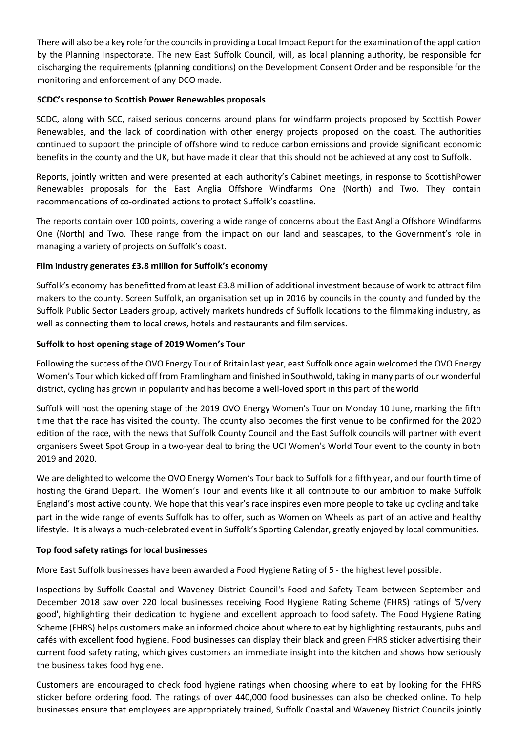There will also be a key role for the councils in providing a Local Impact Report for the examination of the application by the Planning Inspectorate. The new East Suffolk Council, will, as local planning authority, be responsible for discharging the requirements (planning conditions) on the Development Consent Order and be responsible for the monitoring and enforcement of any DCO made.

**SCDC's response to Scottish Power Renewables proposals**

SCDC, along with SCC, raised serious concerns around plans for windfarm projects proposed by Scottish Power Renewables, and the lack of coordination with other energy projects proposed on the coast. The authorities continued to support the principle of offshore wind to reduce carbon emissions and provide significant economic benefits in the county and the UK, but have made it clear that this should not be achieved at any cost to Suffolk.

Reports, jointly written and were presented at each authority's Cabinet meetings, in response to ScottishPower Renewables proposals for the East Anglia Offshore Windfarms One (North) and Two. They contain recommendations of co-ordinated actions to protect Suffolk's coastline.

The reports contain over 100 points, covering a wide range of concerns about the East Anglia Offshore Windfarms One (North) and Two. These range from the impact on our land and seascapes, to the Government's role in managing a variety of projects on Suffolk's coast.

**Film industry generates £3.8 million for Suffolk's economy**

Suffolk's economy has benefitted from at least £3.8 million of additional investment because of work to attract film makers to the county. Screen Suffolk, an organisation set up in 2016 by councils in the county and funded by the Suffolk Public Sector Leaders group, actively markets hundreds of Suffolk locations to the filmmaking industry, as well as connecting them to local crews, hotels and restaurants and film services.

**Suffolk to host opening stage of 2019 Women's Tour**

Following the success of the OVO Energy Tour of Britain last year, east Suffolk once again welcomed the OVO Energy Women's Tour which kicked off from Framlingham and finished in Southwold, taking in many parts of our wonderful district, cycling has grown in popularity and has become a well-loved sport in this part of the world

Suffolk will host the opening stage of the 2019 OVO Energy Women's Tour on Monday 10 June, marking the fifth time that the race has visited the county. The county also becomes the first venue to be confirmed for the 2020 edition of the race, with the news that Suffolk County Council and the East Suffolk councils will partner with event organisers Sweet Spot Group in a two-year deal to bring the UCI Women's World Tour event to the county in both 2019 and 2020.

We are delighted to welcome the OVO Energy Women's Tour back to Suffolk for a fifth year, and our fourth time of hosting the Grand Depart. The Women's Tour and events like it all contribute to our ambition to make Suffolk England's most active county. We hope that this year's race inspires even more people to take up cycling and take part in the wide range of events Suffolk has to offer, such as Women on Wheels as part of an active and healthy lifestyle. It is always a much-celebrated event in Suffolk's Sporting Calendar, greatly enjoyed by local communities.

**Top food safety ratings for local businesses**

More East Suffolk businesses have been awarded a Food Hygiene Rating of 5 - the highest level possible.

Inspections by Suffolk Coastal and Waveney District Council's Food and Safety Team between September and December 2018 saw over 220 local businesses receiving Food Hygiene Rating Scheme (FHRS) ratings of '5/very good', highlighting their dedication to hygiene and excellent approach to food safety. The Food Hygiene Rating Scheme (FHRS) helps customers make an informed choice about where to eat by highlighting restaurants, pubs and cafés with excellent food hygiene. Food businesses can display their black and green FHRS sticker advertising their current food safety rating, which gives customers an immediate insight into the kitchen and shows how seriously the business takes food hygiene.

Customers are encouraged to check food hygiene ratings when choosing where to eat by looking for the FHRS sticker before ordering food. The ratings of over 440,000 food businesses can also be checked online. To help businesses ensure that employees are appropriately trained, Suffolk Coastal and Waveney District Councils jointly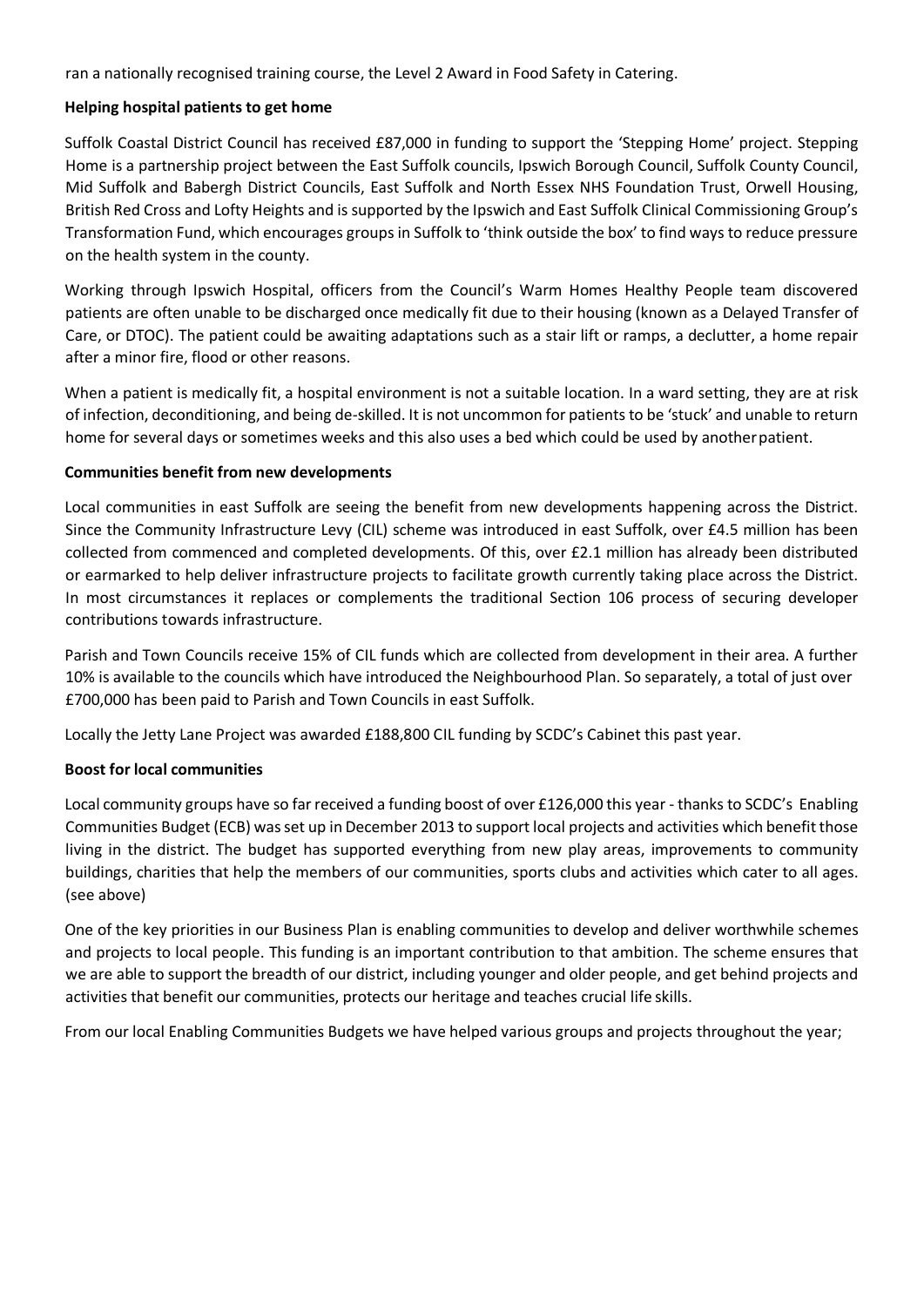ran a nationally recognised training course, the Level 2 Award in Food Safety in Catering.

**Helping hospital patients to get home**

Suffolk Coastal District Council has received £87,000 in funding to support the 'Stepping Home' project. Stepping Home is a partnership project between the East Suffolk councils, Ipswich Borough Council, Suffolk County Council, Mid Suffolk and Babergh District Councils, East Suffolk and North Essex NHS Foundation Trust, Orwell Housing, British Red Cross and Lofty Heights and is supported by the Ipswich and East Suffolk Clinical Commissioning Group's Transformation Fund, which encourages groups in Suffolk to 'think outside the box' to find ways to reduce pressure on the health system in the county.

Working through Ipswich Hospital, officers from the Council's Warm Homes Healthy People team discovered patients are often unable to be discharged once medically fit due to their housing (known as a Delayed Transfer of Care, or DTOC). The patient could be awaiting adaptations such as a stair lift or ramps, a declutter, a home repair after a minor fire, flood or other reasons.

When a patient is medically fit, a hospital environment is not a suitable location. In a ward setting, they are at risk of infection, deconditioning, and being de-skilled. It is not uncommon for patients to be 'stuck' and unable to return home for several days or sometimes weeks and this also uses a bed which could be used by another patient.

**Communities benefit from new developments**

Local communities in east Suffolk are seeing the benefit from new developments happening across the District. Since the Community Infrastructure Levy (CIL) scheme was introduced in east Suffolk, over £4.5 million has been collected from commenced and completed developments. Of this, over £2.1 million has already been distributed or earmarked to help deliver infrastructure projects to facilitate growth currently taking place across the District. In most circumstances it replaces or complements the traditional Section 106 process of securing developer contributions towards infrastructure.

Parish and Town Councils receive 15% of CIL funds which are collected from development in their area. A further 10% is available to the councils which have introduced the Neighbourhood Plan. So separately, a total of just over £700,000 has been paid to Parish and Town Councils in east Suffolk.

Locally the Jetty Lane Project was awarded £188,800 CIL funding by SCDC's Cabinet this past year.

**Boost for local communities**

Local community groups have so far received a funding boost of over £126,000 this year - thanks to SCDC's Enabling Communities Budget (ECB) was set up in December 2013 to support local projects and activities which benefit those living in the district. The budget has supported everything from new play areas, improvements to community buildings, charities that help the members of our communities, sports clubs and activities which cater to all ages. (see above)

One of the key priorities in our Business Plan is enabling communities to develop and deliver worthwhile schemes and projects to local people. This funding is an important contribution to that ambition. The scheme ensures that we are able to support the breadth of our district, including younger and older people, and get behind projects and activities that benefit our communities, protects our heritage and teaches crucial life skills.

From our local Enabling Communities Budgets we have helped various groups and projects throughout the year;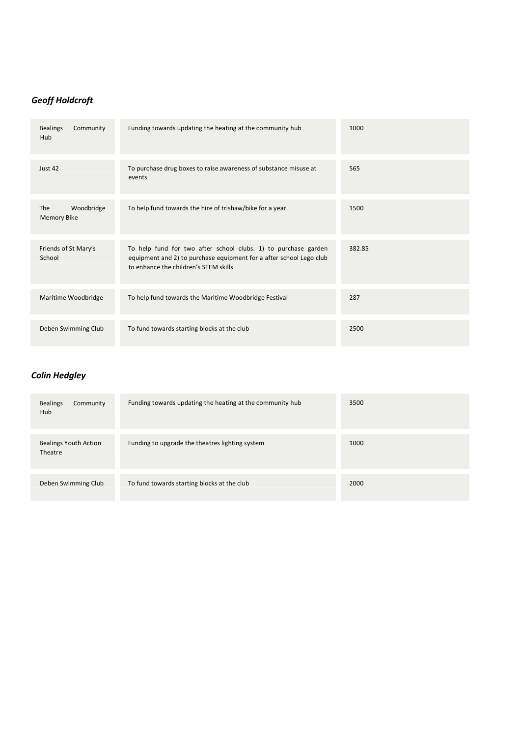### *Geoff Holdcroft*

| | | |
|---|---|---|
| Bealings Community Hub | Funding towards updating the heating at the community hub | 1000 |
| Just 42 | To purchase drug boxes to raise awareness of substance misuse at events | 565 |
| The Woodbridge Memory Bike | To help fund towards the hire of trishaw/bike for a year | 1500 |
| Friends of St Mary's School | To help fund for two after school clubs. 1) to purchase garden equipment and 2) to purchase equipment for a after school Lego club to enhance the children's STEM skills | 382.85 |
| Maritime Woodbridge | To help fund towards the Maritime Woodbridge Festival | 287 |
| Deben Swimming Club | To fund towards starting blocks at the club | 2500 |

### *Colin Hedgley*

| | | |
|---|---|---|
| Bealings Community Hub | Funding towards updating the heating at the community hub | 3500 |
| Bealings Youth Action Theatre | Funding to upgrade the theatres lighting system | 1000 |
| Deben Swimming Club | To fund towards starting blocks at the club | 2000 |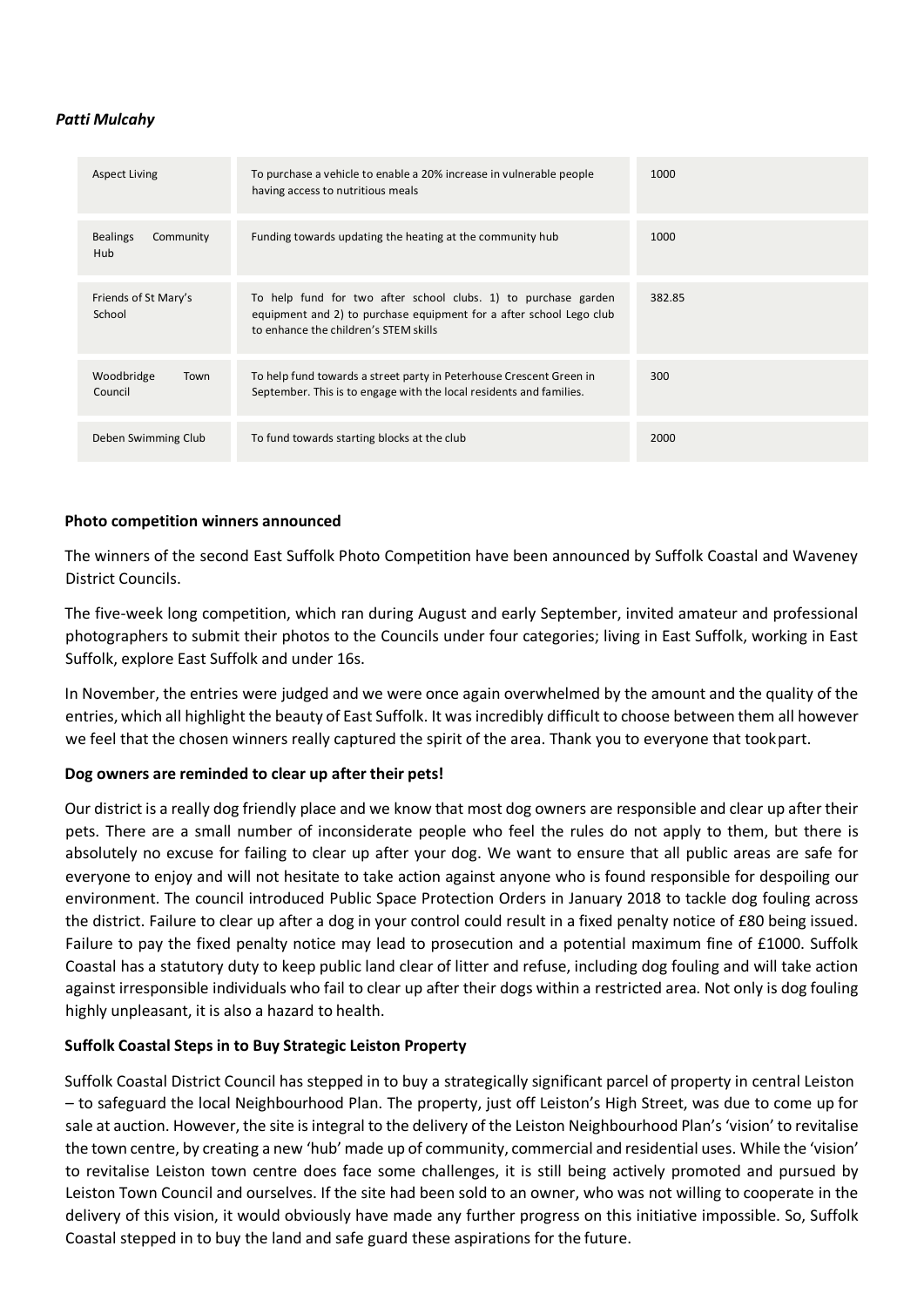*Patti Mulcahy*

| | | |
|---|---|---|
| Aspect Living | To purchase a vehicle to enable a 20% increase in vulnerable people having access to nutritious meals | 1000 |
| Bealings Community Hub | Funding towards updating the heating at the community hub | 1000 |
| Friends of St Mary's School | To help fund for two after school clubs. 1) to purchase garden equipment and 2) to purchase equipment for a after school Lego club to enhance the children's STEM skills | 382.85 |
| Woodbridge Town Council | To help fund towards a street party in Peterhouse Crescent Green in September. This is to engage with the local residents and families. | 300 |
| Deben Swimming Club | To fund towards starting blocks at the club | 2000 |

**Photo competition winners announced**

The winners of the second East Suffolk Photo Competition have been announced by Suffolk Coastal and Waveney District Councils.

The five-week long competition, which ran during August and early September, invited amateur and professional photographers to submit their photos to the Councils under four categories; living in East Suffolk, working in East Suffolk, explore East Suffolk and under 16s.

In November, the entries were judged and we were once again overwhelmed by the amount and the quality of the entries, which all highlight the beauty of East Suffolk. It was incredibly difficult to choose between them all however we feel that the chosen winners really captured the spirit of the area. Thank you to everyone that took part.

**Dog owners are reminded to clear up after their pets!**

Our district is a really dog friendly place and we know that most dog owners are responsible and clear up after their pets. There are a small number of inconsiderate people who feel the rules do not apply to them, but there is absolutely no excuse for failing to clear up after your dog. We want to ensure that all public areas are safe for everyone to enjoy and will not hesitate to take action against anyone who is found responsible for despoiling our environment. The council introduced Public Space Protection Orders in January 2018 to tackle dog fouling across the district. Failure to clear up after a dog in your control could result in a fixed penalty notice of £80 being issued. Failure to pay the fixed penalty notice may lead to prosecution and a potential maximum fine of £1000. Suffolk Coastal has a statutory duty to keep public land clear of litter and refuse, including dog fouling and will take action against irresponsible individuals who fail to clear up after their dogs within a restricted area. Not only is dog fouling highly unpleasant, it is also a hazard to health.

**Suffolk Coastal Steps in to Buy Strategic Leiston Property**

Suffolk Coastal District Council has stepped in to buy a strategically significant parcel of property in central Leiston – to safeguard the local Neighbourhood Plan. The property, just off Leiston's High Street, was due to come up for sale at auction. However, the site is integral to the delivery of the Leiston Neighbourhood Plan's 'vision' to revitalise the town centre, by creating a new 'hub' made up of community, commercial and residential uses. While the 'vision' to revitalise Leiston town centre does face some challenges, it is still being actively promoted and pursued by Leiston Town Council and ourselves. If the site had been sold to an owner, who was not willing to cooperate in the delivery of this vision, it would obviously have made any further progress on this initiative impossible. So, Suffolk Coastal stepped in to buy the land and safe guard these aspirations for the future.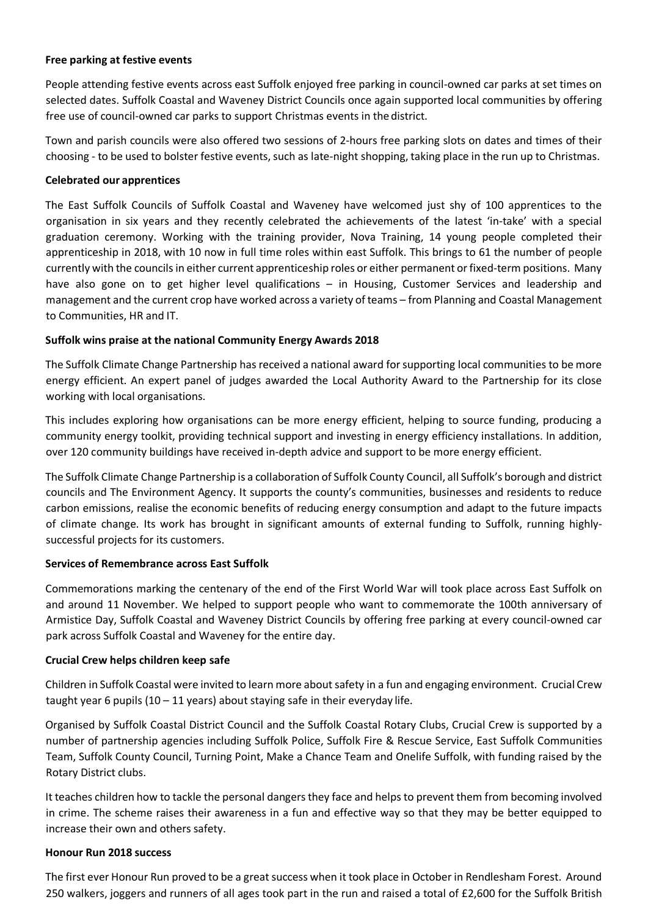**Free parking at festive events**

People attending festive events across east Suffolk enjoyed free parking in council-owned car parks at set times on selected dates. Suffolk Coastal and Waveney District Councils once again supported local communities by offering free use of council-owned car parks to support Christmas events in the district.

Town and parish councils were also offered two sessions of 2-hours free parking slots on dates and times of their choosing - to be used to bolster festive events, such as late-night shopping, taking place in the run up to Christmas.

**Celebrated our apprentices**

The East Suffolk Councils of Suffolk Coastal and Waveney have welcomed just shy of 100 apprentices to the organisation in six years and they recently celebrated the achievements of the latest 'in-take' with a special graduation ceremony. Working with the training provider, Nova Training, 14 young people completed their apprenticeship in 2018, with 10 now in full time roles within east Suffolk. This brings to 61 the number of people currently with the councils in either current apprenticeship roles or either permanent or fixed-term positions. Many have also gone on to get higher level qualifications – in Housing, Customer Services and leadership and management and the current crop have worked across a variety of teams – from Planning and Coastal Management to Communities, HR and IT.

**Suffolk wins praise at the national Community Energy Awards 2018**

The Suffolk Climate Change Partnership has received a national award for supporting local communities to be more energy efficient. An expert panel of judges awarded the Local Authority Award to the Partnership for its close working with local organisations.

This includes exploring how organisations can be more energy efficient, helping to source funding, producing a community energy toolkit, providing technical support and investing in energy efficiency installations. In addition, over 120 community buildings have received in-depth advice and support to be more energy efficient.

The Suffolk Climate Change Partnership is a collaboration of Suffolk County Council, all Suffolk's borough and district councils and The Environment Agency. It supports the county's communities, businesses and residents to reduce carbon emissions, realise the economic benefits of reducing energy consumption and adapt to the future impacts of climate change. Its work has brought in significant amounts of external funding to Suffolk, running highly-successful projects for its customers.

**Services of Remembrance across East Suffolk**

Commemorations marking the centenary of the end of the First World War will took place across East Suffolk on and around 11 November. We helped to support people who want to commemorate the 100th anniversary of Armistice Day, Suffolk Coastal and Waveney District Councils by offering free parking at every council-owned car park across Suffolk Coastal and Waveney for the entire day.

**Crucial Crew helps children keep safe**

Children in Suffolk Coastal were invited to learn more about safety in a fun and engaging environment. Crucial Crew taught year 6 pupils (10 – 11 years) about staying safe in their everyday life.

Organised by Suffolk Coastal District Council and the Suffolk Coastal Rotary Clubs, Crucial Crew is supported by a number of partnership agencies including Suffolk Police, Suffolk Fire & Rescue Service, East Suffolk Communities Team, Suffolk County Council, Turning Point, Make a Chance Team and Onelife Suffolk, with funding raised by the Rotary District clubs.

It teaches children how to tackle the personal dangers they face and helps to prevent them from becoming involved in crime. The scheme raises their awareness in a fun and effective way so that they may be better equipped to increase their own and others safety.

**Honour Run 2018 success**

The first ever Honour Run proved to be a great success when it took place in October in Rendlesham Forest. Around 250 walkers, joggers and runners of all ages took part in the run and raised a total of £2,600 for the Suffolk British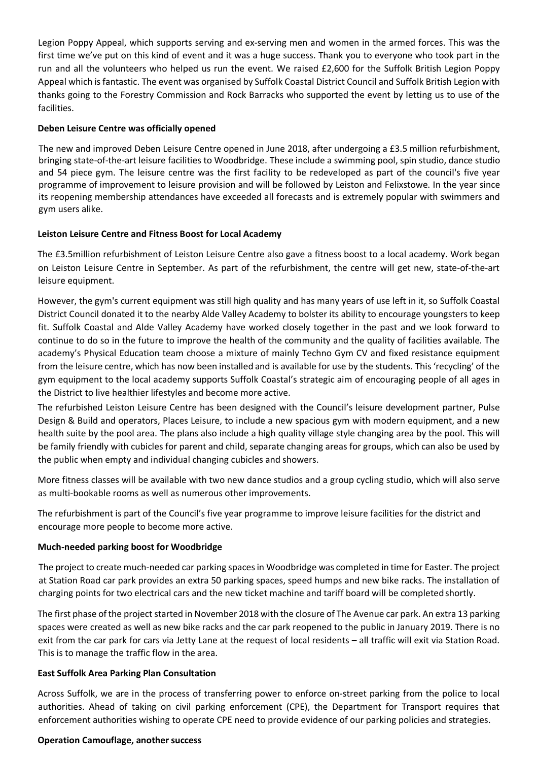Legion Poppy Appeal, which supports serving and ex-serving men and women in the armed forces. This was the first time we've put on this kind of event and it was a huge success. Thank you to everyone who took part in the run and all the volunteers who helped us run the event. We raised £2,600 for the Suffolk British Legion Poppy Appeal which is fantastic. The event was organised by Suffolk Coastal District Council and Suffolk British Legion with thanks going to the Forestry Commission and Rock Barracks who supported the event by letting us to use of the facilities.

**Deben Leisure Centre was officially opened**

The new and improved Deben Leisure Centre opened in June 2018, after undergoing a £3.5 million refurbishment, bringing state-of-the-art leisure facilities to Woodbridge. These include a swimming pool, spin studio, dance studio and 54 piece gym. The leisure centre was the first facility to be redeveloped as part of the council's five year programme of improvement to leisure provision and will be followed by Leiston and Felixstowe. In the year since its reopening membership attendances have exceeded all forecasts and is extremely popular with swimmers and gym users alike.

**Leiston Leisure Centre and Fitness Boost for Local Academy**

The £3.5million refurbishment of Leiston Leisure Centre also gave a fitness boost to a local academy. Work began on Leiston Leisure Centre in September. As part of the refurbishment, the centre will get new, state-of-the-art leisure equipment.

However, the gym's current equipment was still high quality and has many years of use left in it, so Suffolk Coastal District Council donated it to the nearby Alde Valley Academy to bolster its ability to encourage youngsters to keep fit. Suffolk Coastal and Alde Valley Academy have worked closely together in the past and we look forward to continue to do so in the future to improve the health of the community and the quality of facilities available. The academy's Physical Education team choose a mixture of mainly Techno Gym CV and fixed resistance equipment from the leisure centre, which has now been installed and is available for use by the students. This 'recycling' of the gym equipment to the local academy supports Suffolk Coastal's strategic aim of encouraging people of all ages in the District to live healthier lifestyles and become more active.

The refurbished Leiston Leisure Centre has been designed with the Council's leisure development partner, Pulse Design & Build and operators, Places Leisure, to include a new spacious gym with modern equipment, and a new health suite by the pool area. The plans also include a high quality village style changing area by the pool. This will be family friendly with cubicles for parent and child, separate changing areas for groups, which can also be used by the public when empty and individual changing cubicles and showers.

More fitness classes will be available with two new dance studios and a group cycling studio, which will also serve as multi-bookable rooms as well as numerous other improvements.

The refurbishment is part of the Council's five year programme to improve leisure facilities for the district and encourage more people to become more active.

**Much-needed parking boost for Woodbridge**

The project to create much-needed car parking spaces in Woodbridge was completed in time for Easter. The project at Station Road car park provides an extra 50 parking spaces, speed humps and new bike racks. The installation of charging points for two electrical cars and the new ticket machine and tariff board will be completed shortly.

The first phase of the project started in November 2018 with the closure of The Avenue car park. An extra 13 parking spaces were created as well as new bike racks and the car park reopened to the public in January 2019. There is no exit from the car park for cars via Jetty Lane at the request of local residents – all traffic will exit via Station Road. This is to manage the traffic flow in the area.

**East Suffolk Area Parking Plan Consultation**

Across Suffolk, we are in the process of transferring power to enforce on-street parking from the police to local authorities. Ahead of taking on civil parking enforcement (CPE), the Department for Transport requires that enforcement authorities wishing to operate CPE need to provide evidence of our parking policies and strategies.

**Operation Camouflage, another success**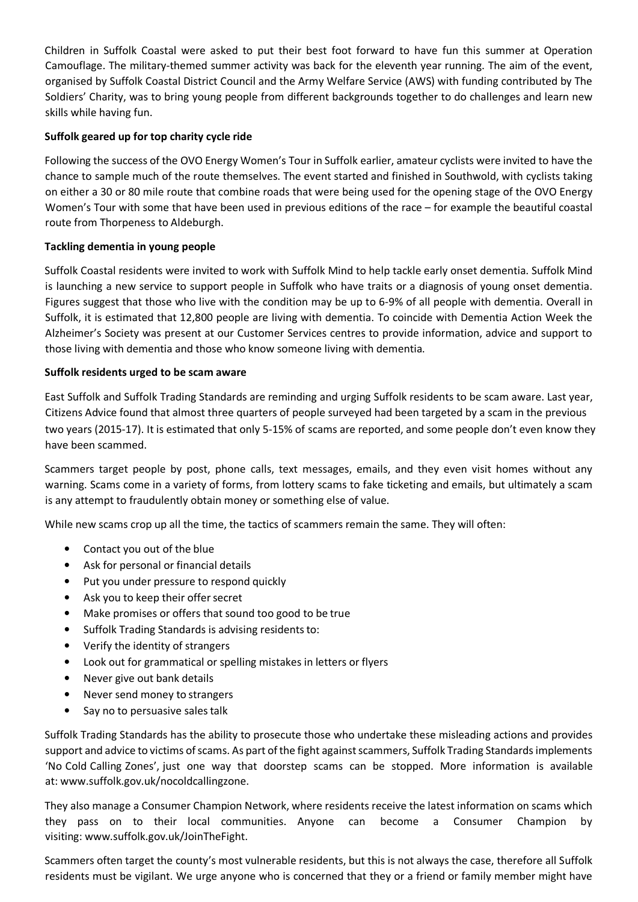Children in Suffolk Coastal were asked to put their best foot forward to have fun this summer at Operation Camouflage. The military-themed summer activity was back for the eleventh year running. The aim of the event, organised by Suffolk Coastal District Council and the Army Welfare Service (AWS) with funding contributed by The Soldiers' Charity, was to bring young people from different backgrounds together to do challenges and learn new skills while having fun.

**Suffolk geared up for top charity cycle ride**

Following the success of the OVO Energy Women's Tour in Suffolk earlier, amateur cyclists were invited to have the chance to sample much of the route themselves. The event started and finished in Southwold, with cyclists taking on either a 30 or 80 mile route that combine roads that were being used for the opening stage of the OVO Energy Women's Tour with some that have been used in previous editions of the race – for example the beautiful coastal route from Thorpeness to Aldeburgh.

**Tackling dementia in young people**

Suffolk Coastal residents were invited to work with Suffolk Mind to help tackle early onset dementia. Suffolk Mind is launching a new service to support people in Suffolk who have traits or a diagnosis of young onset dementia. Figures suggest that those who live with the condition may be up to 6-9% of all people with dementia. Overall in Suffolk, it is estimated that 12,800 people are living with dementia. To coincide with Dementia Action Week the Alzheimer's Society was present at our Customer Services centres to provide information, advice and support to those living with dementia and those who know someone living with dementia.

**Suffolk residents urged to be scam aware**

East Suffolk and Suffolk Trading Standards are reminding and urging Suffolk residents to be scam aware. Last year, Citizens Advice found that almost three quarters of people surveyed had been targeted by a scam in the previous two years (2015-17). It is estimated that only 5-15% of scams are reported, and some people don't even know they have been scammed.

Scammers target people by post, phone calls, text messages, emails, and they even visit homes without any warning. Scams come in a variety of forms, from lottery scams to fake ticketing and emails, but ultimately a scam is any attempt to fraudulently obtain money or something else of value.

While new scams crop up all the time, the tactics of scammers remain the same. They will often:

- Contact you out of the blue
- Ask for personal or financial details
- Put you under pressure to respond quickly
- Ask you to keep their offer secret
- Make promises or offers that sound too good to be true
- Suffolk Trading Standards is advising residents to:
- Verify the identity of strangers
- Look out for grammatical or spelling mistakes in letters or flyers
- Never give out bank details
- Never send money to strangers
- Say no to persuasive sales talk

Suffolk Trading Standards has the ability to prosecute those who undertake these misleading actions and provides support and advice to victims of scams. As part of the fight against scammers, Suffolk Trading Standards implements 'No Cold Calling Zones', just one way that doorstep scams can be stopped. More information is available at: www.suffolk.gov.uk/nocoldcallingzone.

They also manage a Consumer Champion Network, where residents receive the latest information on scams which they pass on to their local communities. Anyone can become a Consumer Champion by visiting: www.suffolk.gov.uk/JoinTheFight.

Scammers often target the county's most vulnerable residents, but this is not always the case, therefore all Suffolk residents must be vigilant. We urge anyone who is concerned that they or a friend or family member might have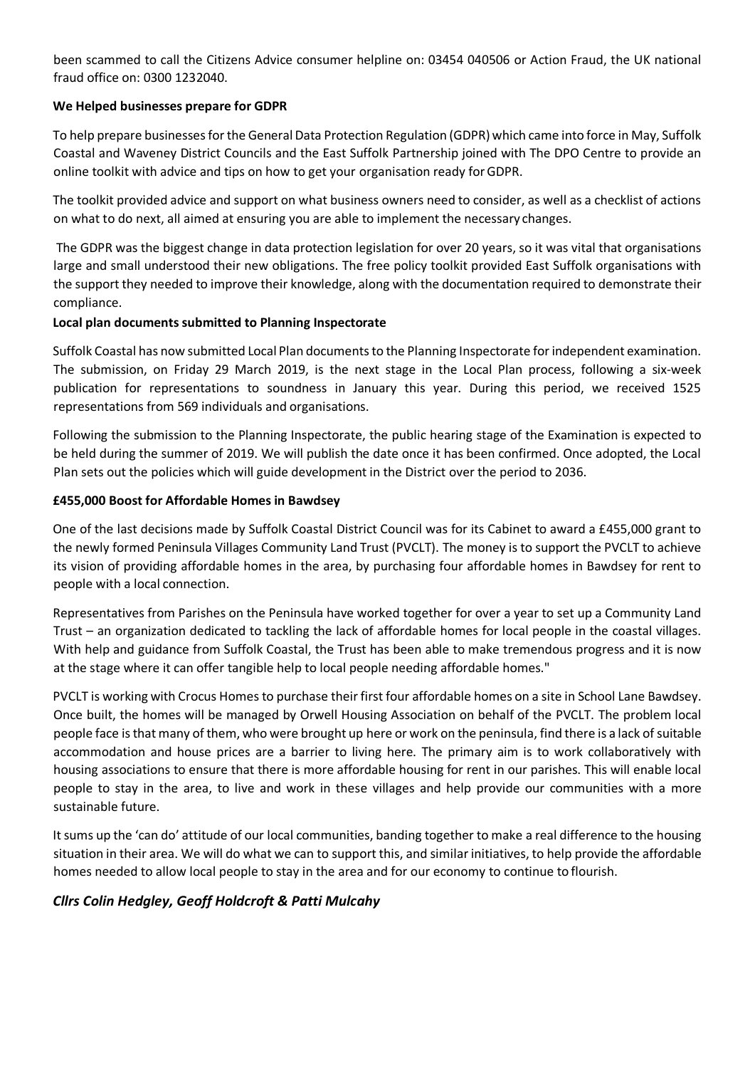been scammed to call the Citizens Advice consumer helpline on: 03454 040506 or Action Fraud, the UK national fraud office on: 0300 1232040.

**We Helped businesses prepare for GDPR**

To help prepare businesses for the General Data Protection Regulation (GDPR) which came into force in May, Suffolk Coastal and Waveney District Councils and the East Suffolk Partnership joined with The DPO Centre to provide an online toolkit with advice and tips on how to get your organisation ready for GDPR.

The toolkit provided advice and support on what business owners need to consider, as well as a checklist of actions on what to do next, all aimed at ensuring you are able to implement the necessary changes.

The GDPR was the biggest change in data protection legislation for over 20 years, so it was vital that organisations large and small understood their new obligations. The free policy toolkit provided East Suffolk organisations with the support they needed to improve their knowledge, along with the documentation required to demonstrate their compliance.

**Local plan documents submitted to Planning Inspectorate**

Suffolk Coastal has now submitted Local Plan documents to the Planning Inspectorate for independent examination. The submission, on Friday 29 March 2019, is the next stage in the Local Plan process, following a six-week publication for representations to soundness in January this year. During this period, we received 1525 representations from 569 individuals and organisations.

Following the submission to the Planning Inspectorate, the public hearing stage of the Examination is expected to be held during the summer of 2019. We will publish the date once it has been confirmed. Once adopted, the Local Plan sets out the policies which will guide development in the District over the period to 2036.

**£455,000 Boost for Affordable Homes in Bawdsey**

One of the last decisions made by Suffolk Coastal District Council was for its Cabinet to award a £455,000 grant to the newly formed Peninsula Villages Community Land Trust (PVCLT). The money is to support the PVCLT to achieve its vision of providing affordable homes in the area, by purchasing four affordable homes in Bawdsey for rent to people with a local connection.

Representatives from Parishes on the Peninsula have worked together for over a year to set up a Community Land Trust – an organization dedicated to tackling the lack of affordable homes for local people in the coastal villages. With help and guidance from Suffolk Coastal, the Trust has been able to make tremendous progress and it is now at the stage where it can offer tangible help to local people needing affordable homes."

PVCLT is working with Crocus Homes to purchase their first four affordable homes on a site in School Lane Bawdsey. Once built, the homes will be managed by Orwell Housing Association on behalf of the PVCLT. The problem local people face is that many of them, who were brought up here or work on the peninsula, find there is a lack of suitable accommodation and house prices are a barrier to living here. The primary aim is to work collaboratively with housing associations to ensure that there is more affordable housing for rent in our parishes. This will enable local people to stay in the area, to live and work in these villages and help provide our communities with a more sustainable future.

It sums up the 'can do' attitude of our local communities, banding together to make a real difference to the housing situation in their area. We will do what we can to support this, and similar initiatives, to help provide the affordable homes needed to allow local people to stay in the area and for our economy to continue to flourish.

***Cllrs Colin Hedgley, Geoff Holdcroft & Patti Mulcahy***